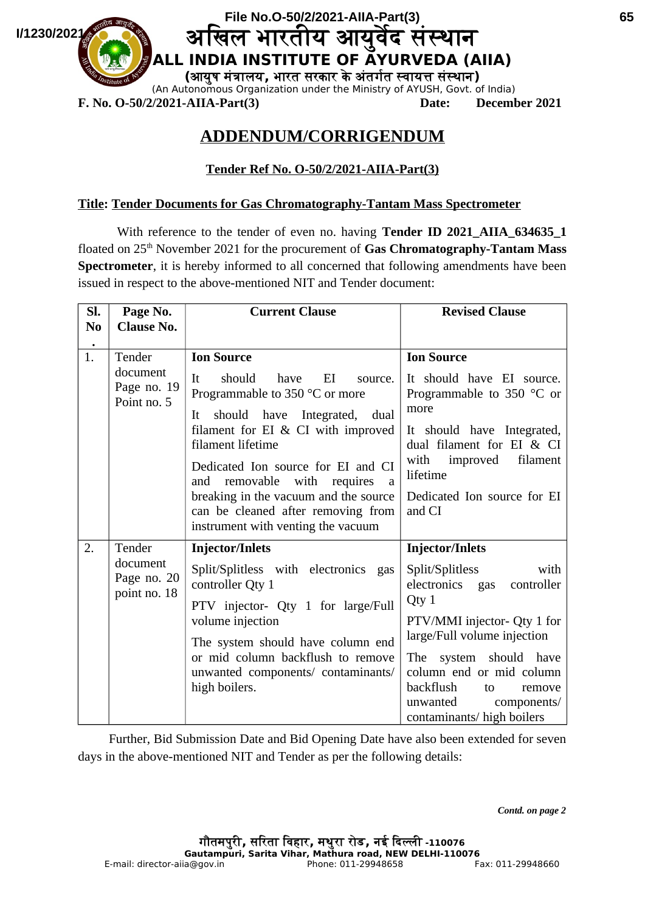File No.O-50/2/2021-AIIA-Part(3)

I/1230/2021

# अखिल भारतीय आयुर्वेद संस्थान

## ALL INDIA INSTITUTE OF AYURVEDA (AIIA)

**(आयुष मंत्रालय, भारत सरकार के अंतर्गत स्वायत्त संस्थान)**

(An Autonomous Organization under the Ministry of AYUSH, Govt. of India)

**F. No. O-50/2/2021-AIIA-Part(3)** **Date: December 2021**

## ADDENDUM/CORRIGENDUM

**Tender Ref No. O-50/2/2021-AIIA-Part(3)**

**Title: Tender Documents for Gas Chromatography-Tantam Mass Spectrometer**

With reference to the tender of even no. having **Tender ID 2021_AIIA_634635_1** floated on 25th November 2021 for the procurement of **Gas Chromatography-Tantam Mass Spectrometer**, it is hereby informed to all concerned that following amendments have been issued in respect to the above-mentioned NIT and Tender document:

| Sl. No. | Page No. Clause No. | Current Clause | Revised Clause |
|---|---|---|---|
| 1. | Tender document Page no. 19 Point no. 5 | **Ion Source**<br>It should have EI source. Programmable to 350 °C or more<br>It should have Integrated, dual filament for EI & CI with improved filament lifetime<br>Dedicated Ion source for EI and CI and removable with requires a breaking in the vacuum and the source can be cleaned after removing from instrument with venting the vacuum | **Ion Source**<br>It should have EI source. Programmable to 350 °C or more<br>It should have Integrated, dual filament for EI & CI with improved filament lifetime<br>Dedicated Ion source for EI and CI |
| 2. | Tender document Page no. 20 point no. 18 | **Injector/Inlets**<br>Split/Splitless with electronics gas controller Qty 1<br>PTV injector- Qty 1 for large/Full volume injection<br>The system should have column end or mid column backflush to remove unwanted components/ contaminants/ high boilers. | **Injector/Inlets**<br>Split/Splitless with electronics gas controller Qty 1<br>PTV/MMI injector- Qty 1 for large/Full volume injection<br>The system should have column end or mid column backflush to remove unwanted components/ contaminants/ high boilers |

Further, Bid Submission Date and Bid Opening Date have also been extended for seven days in the above-mentioned NIT and Tender as per the following details:

*Contd. on page 2*

गौतमपुरी, सरिता विहार, मथुरा रोड, नई दिल्ली -110076
Gautampuri, Sarita Vihar, Mathura road, NEW DELHI-110076
E-mail: director-aiia@gov.in Phone: 011-29948658 Fax: 011-29948660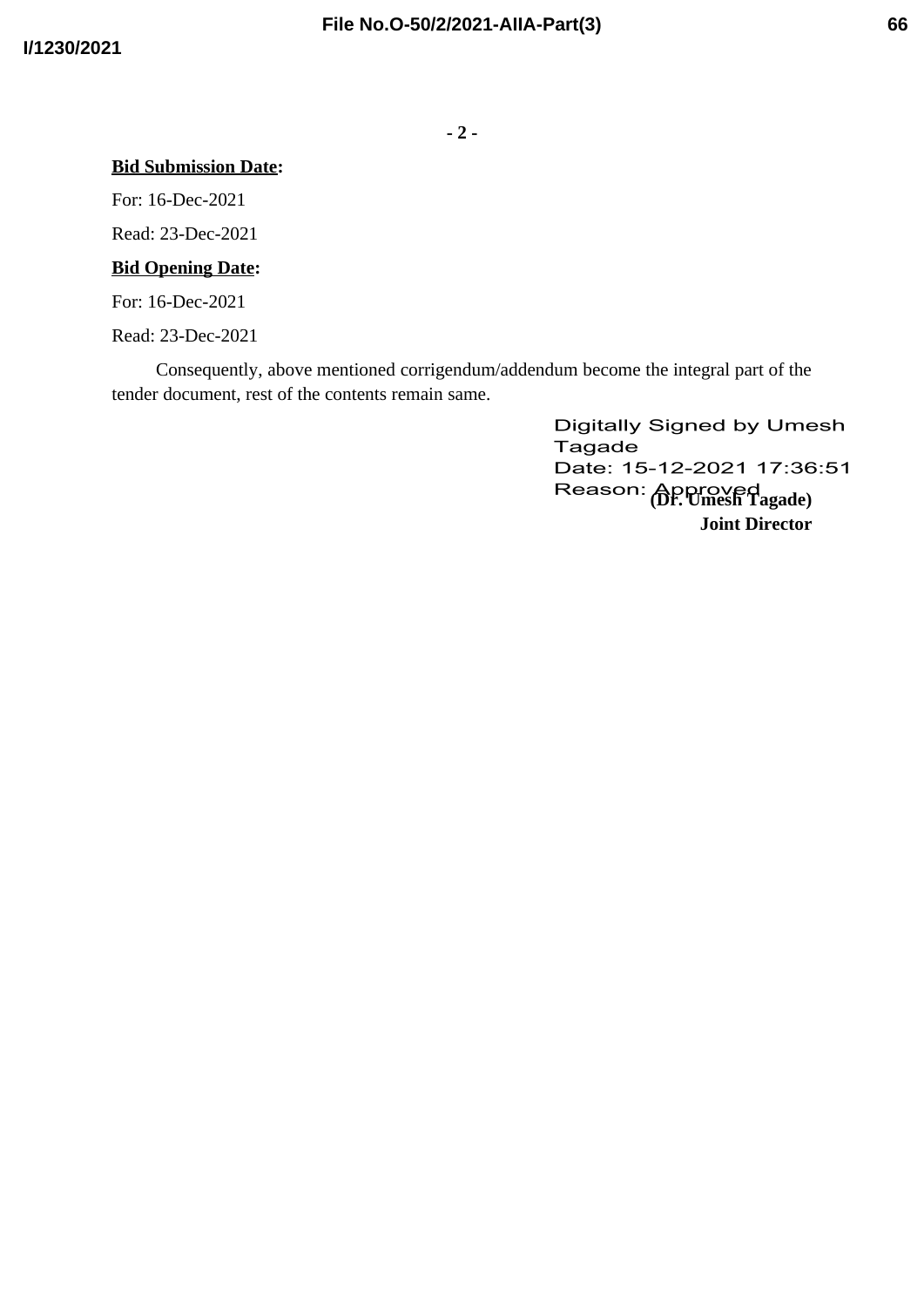**Bid Submission Date:**

For: 16-Dec-2021

Read: 23-Dec-2021

**Bid Opening Date:**

For: 16-Dec-2021

Read: 23-Dec-2021

Consequently, above mentioned corrigendum/addendum become the integral part of the tender document, rest of the contents remain same.

Digitally Signed by Umesh Tagade
Date: 15-12-2021 17:36:51
Reason: Approved

**(Dr. Umesh Tagade)**
**Joint Director**